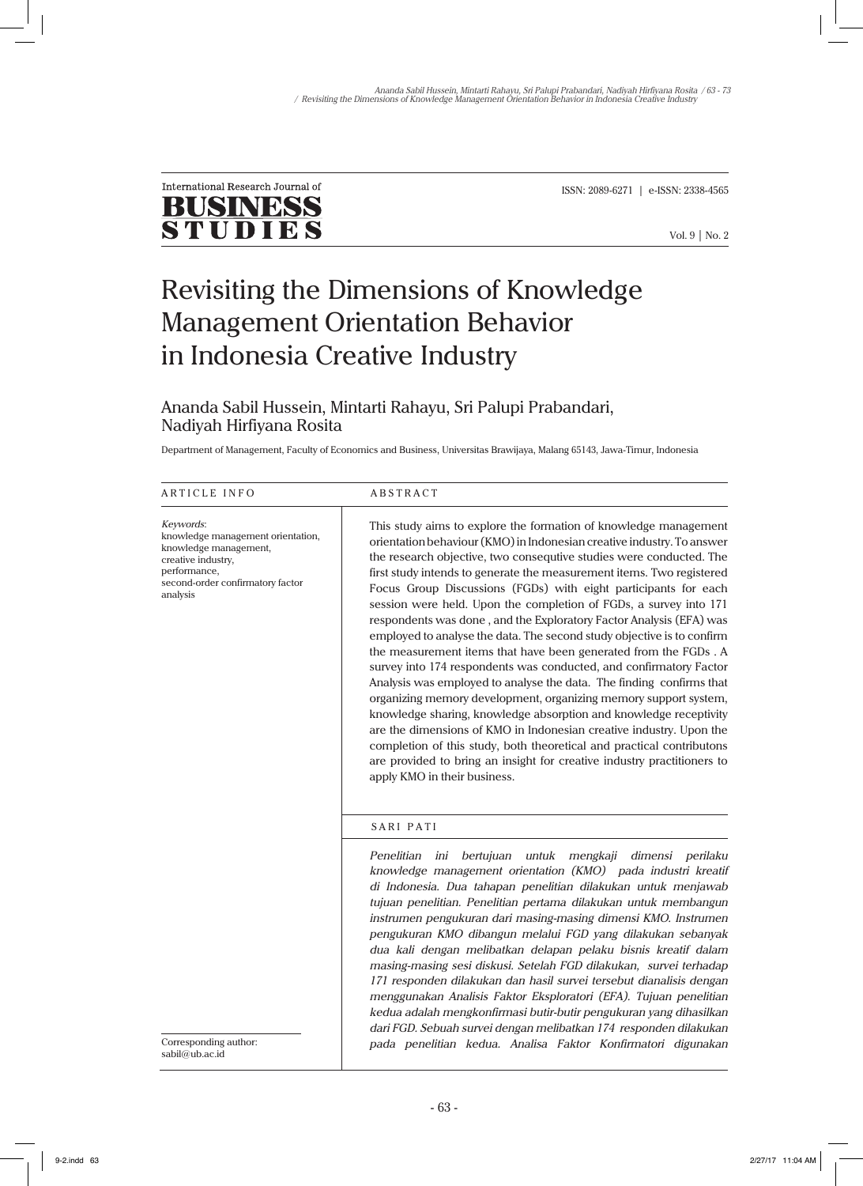International Research Journal of
**BUSINESS STUDIES**

ISSN: 2089-6271 | e-ISSN: 2338-4565

Vol. 9 | No. 2

# Revisiting the Dimensions of Knowledge Management Orientation Behavior in Indonesia Creative Industry

Ananda Sabil Hussein, Mintarti Rahayu, Sri Palupi Prabandari, Nadiyah Hirfiyana Rosita

Department of Management, Faculty of Economics and Business, Universitas Brawijaya, Malang 65143, Jawa-Timur, Indonesia

## ARTICLE INFO

*Keywords*:
knowledge management orientation,
knowledge management,
creative industry,
performance,
second-order confirmatory factor analysis

Corresponding author:
sabil@ub.ac.id

## ABSTRACT

This study aims to explore the formation of knowledge management orientation behaviour (KMO) in Indonesian creative industry. To answer the research objective, two consequtive studies were conducted. The first study intends to generate the measurement items. Two registered Focus Group Discussions (FGDs) with eight participants for each session were held. Upon the completion of FGDs, a survey into 171 respondents was done , and the Exploratory Factor Analysis (EFA) was employed to analyse the data. The second study objective is to confirm the measurement items that have been generated from the FGDs . A survey into 174 respondents was conducted, and confirmatory Factor Analysis was employed to analyse the data. The finding confirms that organizing memory development, organizing memory support system, knowledge sharing, knowledge absorption and knowledge receptivity are the dimensions of KMO in Indonesian creative industry. Upon the completion of this study, both theoretical and practical contributons are provided to bring an insight for creative industry practitioners to apply KMO in their business.

## SARI PATI

*Penelitian ini bertujuan untuk mengkaji dimensi perilaku knowledge management orientation (KMO) pada industri kreatif di Indonesia. Dua tahapan penelitian dilakukan untuk menjawab tujuan penelitian. Penelitian pertama dilakukan untuk membangun instrumen pengukuran dari masing-masing dimensi KMO. Instrumen pengukuran KMO dibangun melalui FGD yang dilakukan sebanyak dua kali dengan melibatkan delapan pelaku bisnis kreatif dalam masing-masing sesi diskusi. Setelah FGD dilakukan, survei terhadap 171 responden dilakukan dan hasil survei tersebut dianalisis dengan menggunakan Analisis Faktor Eksploratori (EFA). Tujuan penelitian kedua adalah mengkonfirmasi butir-butir pengukuran yang dihasilkan dari FGD. Sebuah survei dengan melibatkan 174 responden dilakukan pada penelitian kedua. Analisa Faktor Konfirmatori digunakan*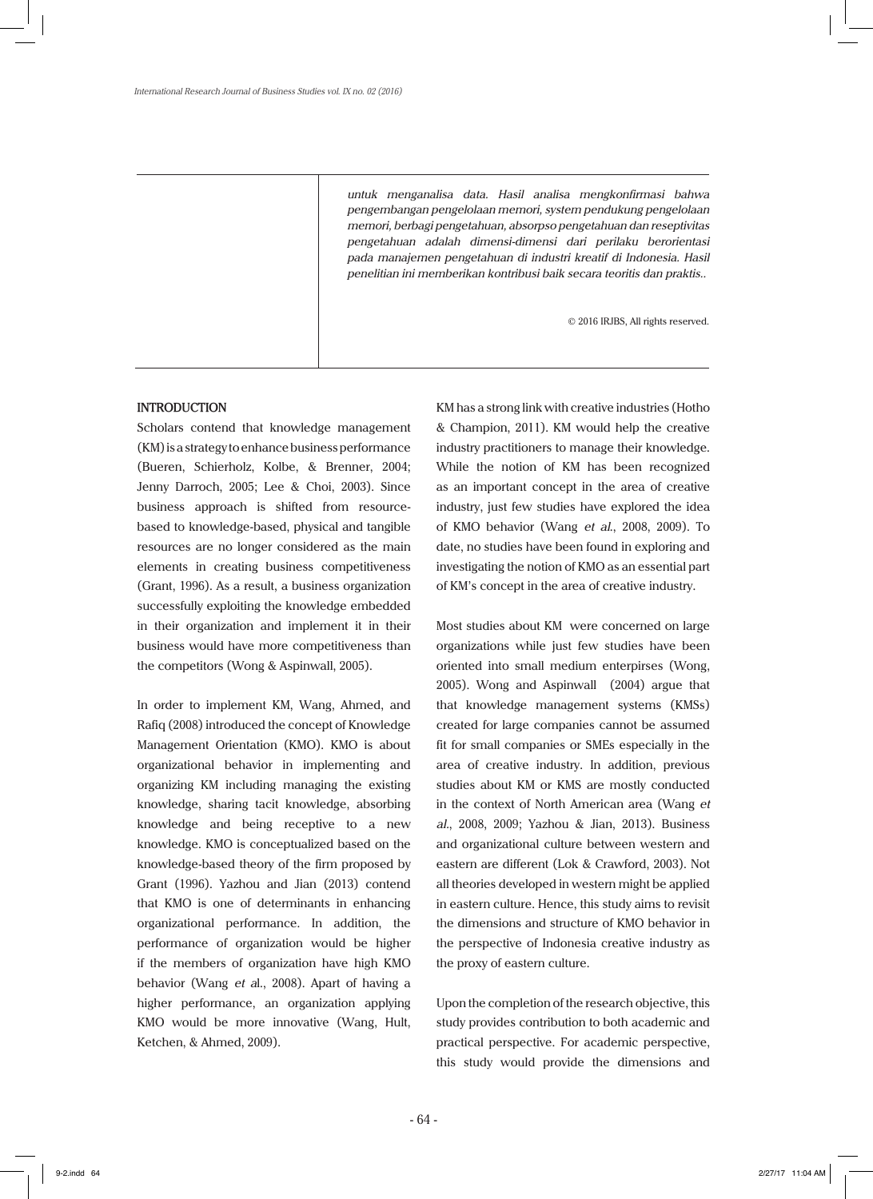*untuk menganalisa data. Hasil analisa mengkonfirmasi bahwa pengembangan pengelolaan memori, system pendukung pengelolaan memori, berbagi pengetahuan, absorpso pengetahuan dan reseptivitas pengetahuan adalah dimensi-dimensi dari perilaku berorientasi pada manajemen pengetahuan di industri kreatif di Indonesia. Hasil penelitian ini memberikan kontribusi baik secara teoritis dan praktis..*

© 2016 IRJBS, All rights reserved.

## INTRODUCTION

Scholars contend that knowledge management (KM) is a strategy to enhance business performance (Bueren, Schierholz, Kolbe, & Brenner, 2004; Jenny Darroch, 2005; Lee & Choi, 2003). Since business approach is shifted from resource-based to knowledge-based, physical and tangible resources are no longer considered as the main elements in creating business competitiveness (Grant, 1996). As a result, a business organization successfully exploiting the knowledge embedded in their organization and implement it in their business would have more competitiveness than the competitors (Wong & Aspinwall, 2005).

In order to implement KM, Wang, Ahmed, and Rafiq (2008) introduced the concept of Knowledge Management Orientation (KMO). KMO is about organizational behavior in implementing and organizing KM including managing the existing knowledge, sharing tacit knowledge, absorbing knowledge and being receptive to a new knowledge. KMO is conceptualized based on the knowledge-based theory of the firm proposed by Grant (1996). Yazhou and Jian (2013) contend that KMO is one of determinants in enhancing organizational performance. In addition, the performance of organization would be higher if the members of organization have high KMO behavior (Wang *et al*., 2008). Apart of having a higher performance, an organization applying KMO would be more innovative (Wang, Hult, Ketchen, & Ahmed, 2009).

KM has a strong link with creative industries (Hotho & Champion, 2011). KM would help the creative industry practitioners to manage their knowledge. While the notion of KM has been recognized as an important concept in the area of creative industry, just few studies have explored the idea of KMO behavior (Wang *et al*., 2008, 2009). To date, no studies have been found in exploring and investigating the notion of KMO as an essential part of KM's concept in the area of creative industry.

Most studies about KM were concerned on large organizations while just few studies have been oriented into small medium enterpirses (Wong, 2005). Wong and Aspinwall (2004) argue that that knowledge management systems (KMSs) created for large companies cannot be assumed fit for small companies or SMEs especially in the area of creative industry. In addition, previous studies about KM or KMS are mostly conducted in the context of North American area (Wang *et al*., 2008, 2009; Yazhou & Jian, 2013). Business and organizational culture between western and eastern are different (Lok & Crawford, 2003). Not all theories developed in western might be applied in eastern culture. Hence, this study aims to revisit the dimensions and structure of KMO behavior in the perspective of Indonesia creative industry as the proxy of eastern culture.

Upon the completion of the research objective, this study provides contribution to both academic and practical perspective. For academic perspective, this study would provide the dimensions and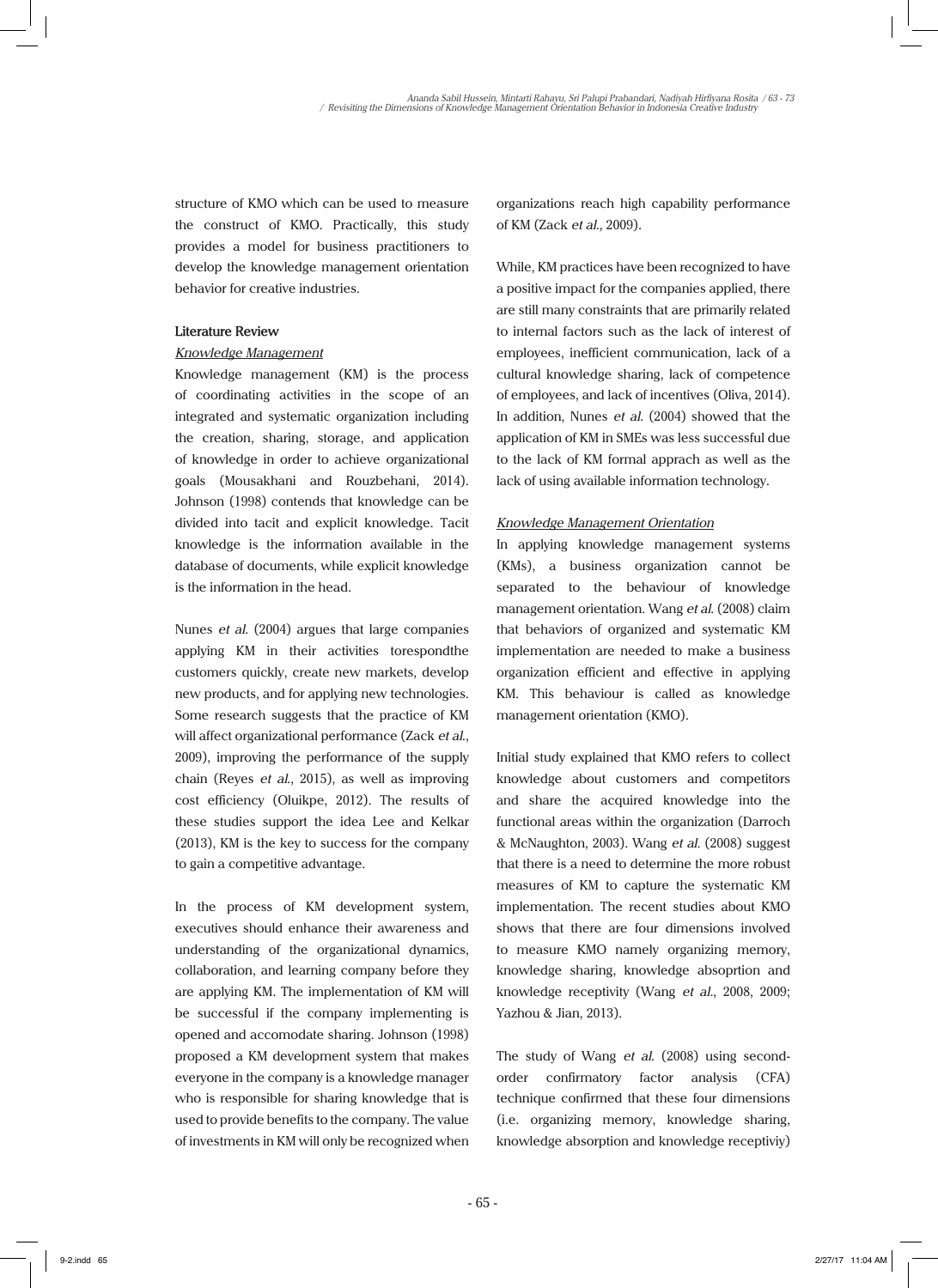structure of KMO which can be used to measure the construct of KMO. Practically, this study provides a model for business practitioners to develop the knowledge management orientation behavior for creative industries.

## Literature Review

### *Knowledge Management*

Knowledge management (KM) is the process of coordinating activities in the scope of an integrated and systematic organization including the creation, sharing, storage, and application of knowledge in order to achieve organizational goals (Mousakhani and Rouzbehani, 2014). Johnson (1998) contends that knowledge can be divided into tacit and explicit knowledge. Tacit knowledge is the information available in the database of documents, while explicit knowledge is the information in the head.

Nunes *et al.* (2004) argues that large companies applying KM in their activities torespondthe customers quickly, create new markets, develop new products, and for applying new technologies. Some research suggests that the practice of KM will affect organizational performance (Zack *et al.*, 2009), improving the performance of the supply chain (Reyes *et al.*, 2015), as well as improving cost efficiency (Oluikpe, 2012). The results of these studies support the idea Lee and Kelkar (2013), KM is the key to success for the company to gain a competitive advantage.

In the process of KM development system, executives should enhance their awareness and understanding of the organizational dynamics, collaboration, and learning company before they are applying KM. The implementation of KM will be successful if the company implementing is opened and accomodate sharing. Johnson (1998) proposed a KM development system that makes everyone in the company is a knowledge manager who is responsible for sharing knowledge that is used to provide benefits to the company. The value of investments in KM will only be recognized when organizations reach high capability performance of KM (Zack *et al.,* 2009).

While, KM practices have been recognized to have a positive impact for the companies applied, there are still many constraints that are primarily related to internal factors such as the lack of interest of employees, inefficient communication, lack of a cultural knowledge sharing, lack of competence of employees, and lack of incentives (Oliva, 2014). In addition, Nunes *et al.* (2004) showed that the application of KM in SMEs was less successful due to the lack of KM formal apprach as well as the lack of using available information technology.

### *Knowledge Management Orientation*

In applying knowledge management systems (KMs), a business organization cannot be separated to the behaviour of knowledge management orientation. Wang *et al.* (2008) claim that behaviors of organized and systematic KM implementation are needed to make a business organization efficient and effective in applying KM. This behaviour is called as knowledge management orientation (KMO).

Initial study explained that KMO refers to collect knowledge about customers and competitors and share the acquired knowledge into the functional areas within the organization (Darroch & McNaughton, 2003). Wang *et al.* (2008) suggest that there is a need to determine the more robust measures of KM to capture the systematic KM implementation. The recent studies about KMO shows that there are four dimensions involved to measure KMO namely organizing memory, knowledge sharing, knowledge absoprtion and knowledge receptivity (Wang *et al.*, 2008, 2009; Yazhou & Jian, 2013).

The study of Wang *et al.* (2008) using second-order confirmatory factor analysis (CFA) technique confirmed that these four dimensions (i.e. organizing memory, knowledge sharing, knowledge absorption and knowledge receptiviy)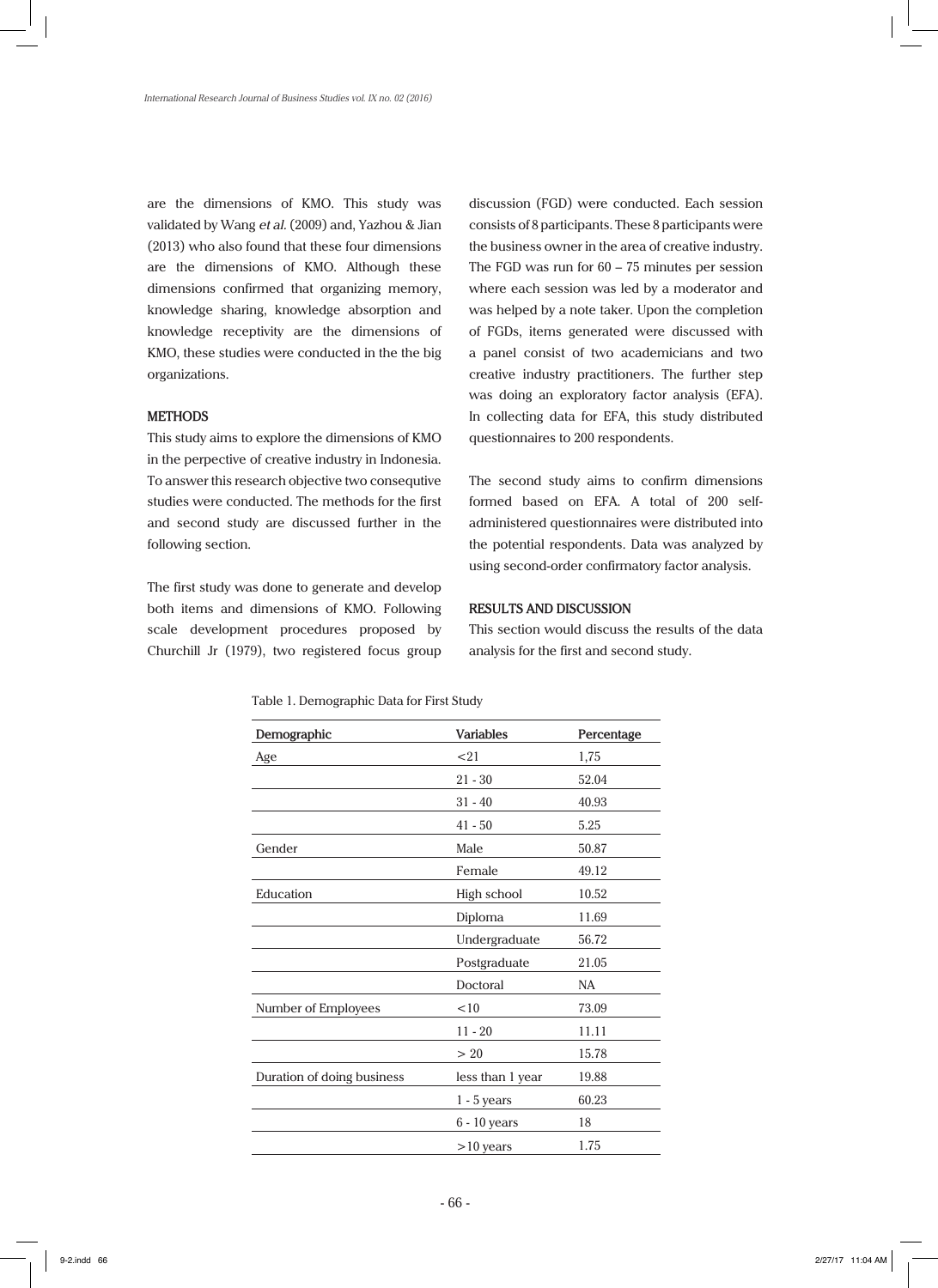are the dimensions of KMO. This study was validated by Wang *et al.* (2009) and, Yazhou & Jian (2013) who also found that these four dimensions are the dimensions of KMO. Although these dimensions confirmed that organizing memory, knowledge sharing, knowledge absorption and knowledge receptivity are the dimensions of KMO, these studies were conducted in the the big organizations.

## METHODS

This study aims to explore the dimensions of KMO in the perpective of creative industry in Indonesia. To answer this research objective two consequtive studies were conducted. The methods for the first and second study are discussed further in the following section.

The first study was done to generate and develop both items and dimensions of KMO. Following scale development procedures proposed by Churchill Jr (1979), two registered focus group discussion (FGD) were conducted. Each session consists of 8 participants. These 8 participants were the business owner in the area of creative industry. The FGD was run for 60 – 75 minutes per session where each session was led by a moderator and was helped by a note taker. Upon the completion of FGDs, items generated were discussed with a panel consist of two academicians and two creative industry practitioners. The further step was doing an exploratory factor analysis (EFA). In collecting data for EFA, this study distributed questionnaires to 200 respondents.

The second study aims to confirm dimensions formed based on EFA. A total of 200 self-administered questionnaires were distributed into the potential respondents. Data was analyzed by using second-order confirmatory factor analysis.

## RESULTS AND DISCUSSION

This section would discuss the results of the data analysis for the first and second study.

Table 1. Demographic Data for First Study

| Demographic | Variables | Percentage |
|---|---|---|
| Age | <21 | 1,75 |
| | 21 - 30 | 52.04 |
| | 31 - 40 | 40.93 |
| | 41 - 50 | 5.25 |
| Gender | Male | 50.87 |
| | Female | 49.12 |
| Education | High school | 10.52 |
| | Diploma | 11.69 |
| | Undergraduate | 56.72 |
| | Postgraduate | 21.05 |
| | Doctoral | NA |
| Number of Employees | <10 | 73.09 |
| | 11 - 20 | 11.11 |
| | > 20 | 15.78 |
| Duration of doing business | less than 1 year | 19.88 |
| | 1 - 5 years | 60.23 |
| | 6 - 10 years | 18 |
| | >10 years | 1.75 |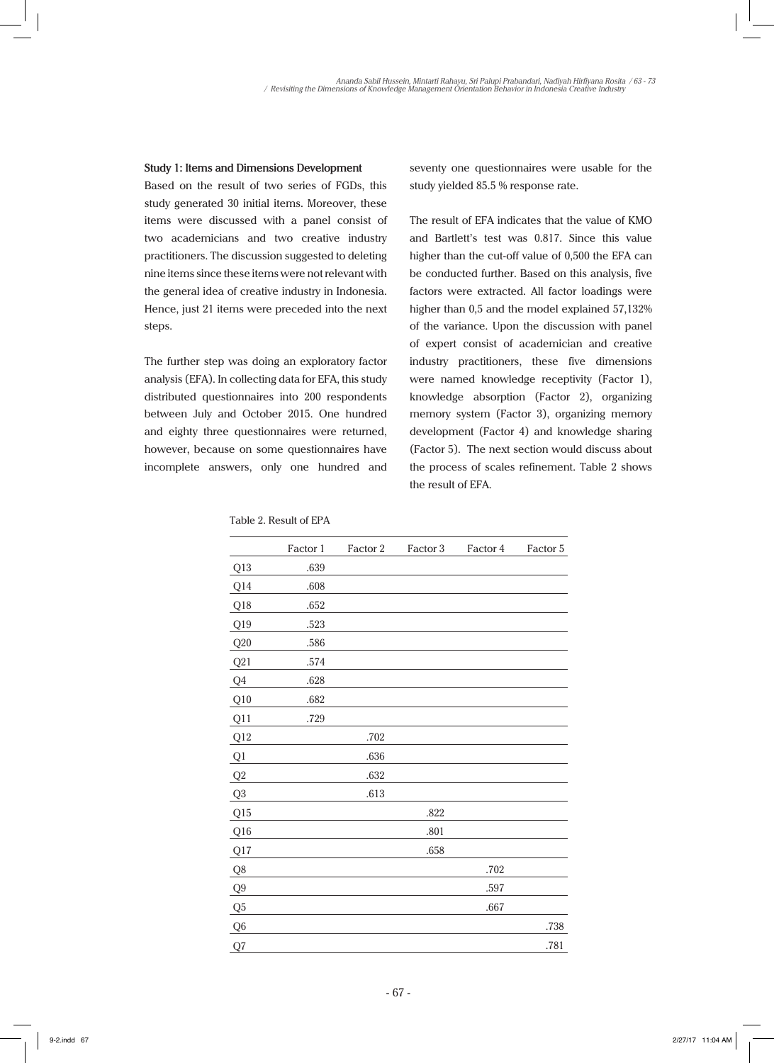**Study 1: Items and Dimensions Development**

Based on the result of two series of FGDs, this study generated 30 initial items. Moreover, these items were discussed with a panel consist of two academicians and two creative industry practitioners. The discussion suggested to deleting nine items since these items were not relevant with the general idea of creative industry in Indonesia. Hence, just 21 items were preceded into the next steps.

The further step was doing an exploratory factor analysis (EFA). In collecting data for EFA, this study distributed questionnaires into 200 respondents between July and October 2015. One hundred and eighty three questionnaires were returned, however, because on some questionnaires have incomplete answers, only one hundred and seventy one questionnaires were usable for the study yielded 85.5 % response rate.

The result of EFA indicates that the value of KMO and Bartlett's test was 0.817. Since this value higher than the cut-off value of 0,500 the EFA can be conducted further. Based on this analysis, five factors were extracted. All factor loadings were higher than 0,5 and the model explained 57,132% of the variance. Upon the discussion with panel of expert consist of academician and creative industry practitioners, these five dimensions were named knowledge receptivity (Factor 1), knowledge absorption (Factor 2), organizing memory system (Factor 3), organizing memory development (Factor 4) and knowledge sharing (Factor 5). The next section would discuss about the process of scales refinement. Table 2 shows the result of EFA.

Table 2. Result of EPA

| | Factor 1 | Factor 2 | Factor 3 | Factor 4 | Factor 5 |
|---|---|---|---|---|---|
| Q13 | .639 | | | | |
| Q14 | .608 | | | | |
| Q18 | .652 | | | | |
| Q19 | .523 | | | | |
| Q20 | .586 | | | | |
| Q21 | .574 | | | | |
| Q4 | .628 | | | | |
| Q10 | .682 | | | | |
| Q11 | .729 | | | | |
| Q12 | | .702 | | | |
| Q1 | | .636 | | | |
| Q2 | | .632 | | | |
| Q3 | | .613 | | | |
| Q15 | | | .822 | | |
| Q16 | | | .801 | | |
| Q17 | | | .658 | | |
| Q8 | | | | .702 | |
| Q9 | | | | .597 | |
| Q5 | | | | .667 | |
| Q6 | | | | | .738 |
| Q7 | | | | | .781 |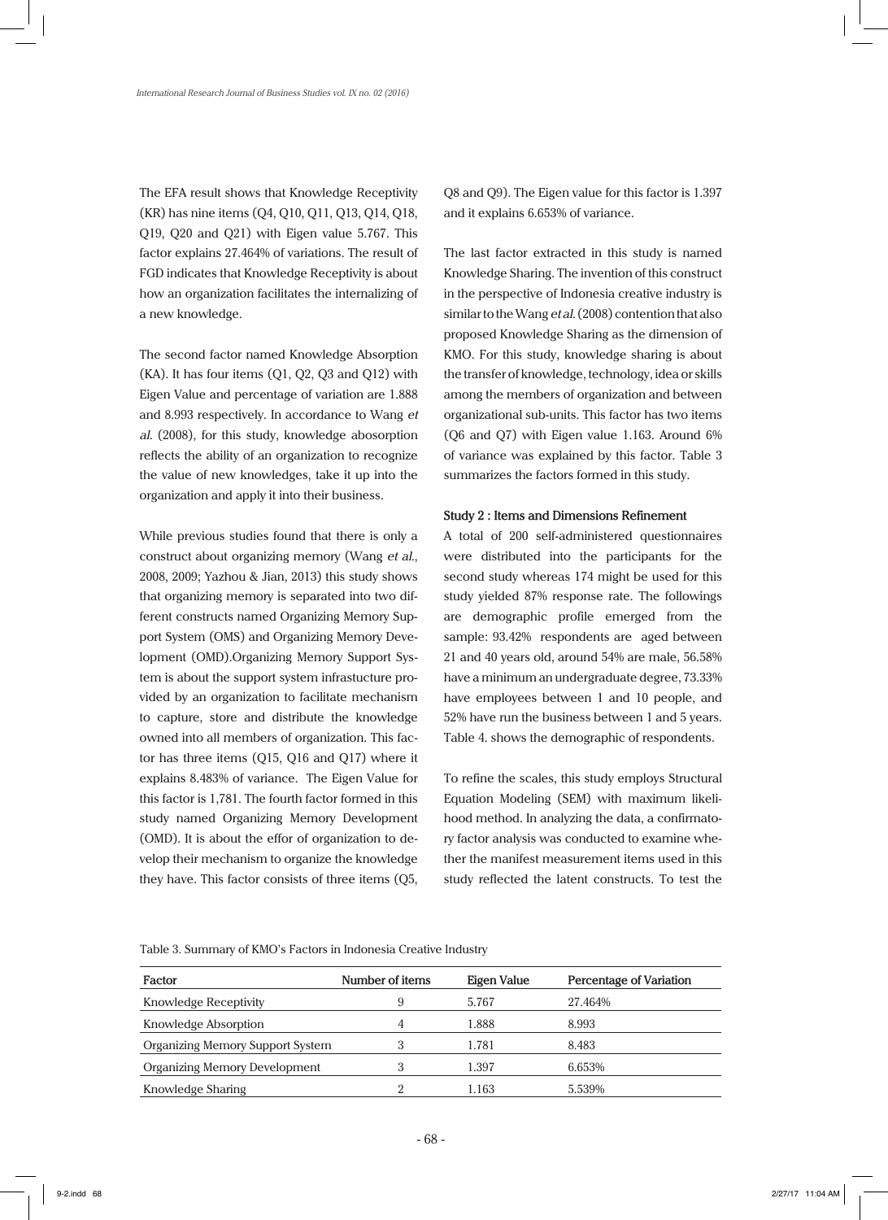The EFA result shows that Knowledge Receptivity (KR) has nine items (Q4, Q10, Q11, Q13, Q14, Q18, Q19, Q20 and Q21) with Eigen value 5.767. This factor explains 27.464% of variations. The result of FGD indicates that Knowledge Receptivity is about how an organization facilitates the internalizing of a new knowledge.

The second factor named Knowledge Absorption (KA). It has four items (Q1, Q2, Q3 and Q12) with Eigen Value and percentage of variation are 1.888 and 8.993 respectively. In accordance to Wang *et al.* (2008), for this study, knowledge abosorption reflects the ability of an organization to recognize the value of new knowledges, take it up into the organization and apply it into their business.

While previous studies found that there is only a construct about organizing memory (Wang *et al.*, 2008, 2009; Yazhou & Jian, 2013) this study shows that organizing memory is separated into two different constructs named Organizing Memory Support System (OMS) and Organizing Memory Development (OMD).Organizing Memory Support System is about the support system infrastucture provided by an organization to facilitate mechanism to capture, store and distribute the knowledge owned into all members of organization. This factor has three items (Q15, Q16 and Q17) where it explains 8.483% of variance. The Eigen Value for this factor is 1,781. The fourth factor formed in this study named Organizing Memory Development (OMD). It is about the effor of organization to develop their mechanism to organize the knowledge they have. This factor consists of three items (Q5, Q8 and Q9). The Eigen value for this factor is 1.397 and it explains 6.653% of variance.

The last factor extracted in this study is named Knowledge Sharing. The invention of this construct in the perspective of Indonesia creative industry is similar to the Wang *et al.* (2008) contention that also proposed Knowledge Sharing as the dimension of KMO. For this study, knowledge sharing is about the transfer of knowledge, technology, idea or skills among the members of organization and between organizational sub-units. This factor has two items (Q6 and Q7) with Eigen value 1.163. Around 6% of variance was explained by this factor. Table 3 summarizes the factors formed in this study.

**Study 2 : Items and Dimensions Refinement**

A total of 200 self-administered questionnaires were distributed into the participants for the second study whereas 174 might be used for this study yielded 87% response rate. The followings are demographic profile emerged from the sample: 93.42% respondents are aged between 21 and 40 years old, around 54% are male, 56.58% have a minimum an undergraduate degree, 73.33% have employees between 1 and 10 people, and 52% have run the business between 1 and 5 years. Table 4. shows the demographic of respondents.

To refine the scales, this study employs Structural Equation Modeling (SEM) with maximum likelihood method. In analyzing the data, a confirmatory factor analysis was conducted to examine whether the manifest measurement items used in this study reflected the latent constructs. To test the

Table 3. Summary of KMO's Factors in Indonesia Creative Industry

| Factor | Number of items | Eigen Value | Percentage of Variation |
|---|---|---|---|
| Knowledge Receptivity | 9 | 5.767 | 27.464% |
| Knowledge Absorption | 4 | 1.888 | 8.993 |
| Organizing Memory Support System | 3 | 1.781 | 8.483 |
| Organizing Memory Development | 3 | 1.397 | 6.653% |
| Knowledge Sharing | 2 | 1.163 | 5.539% |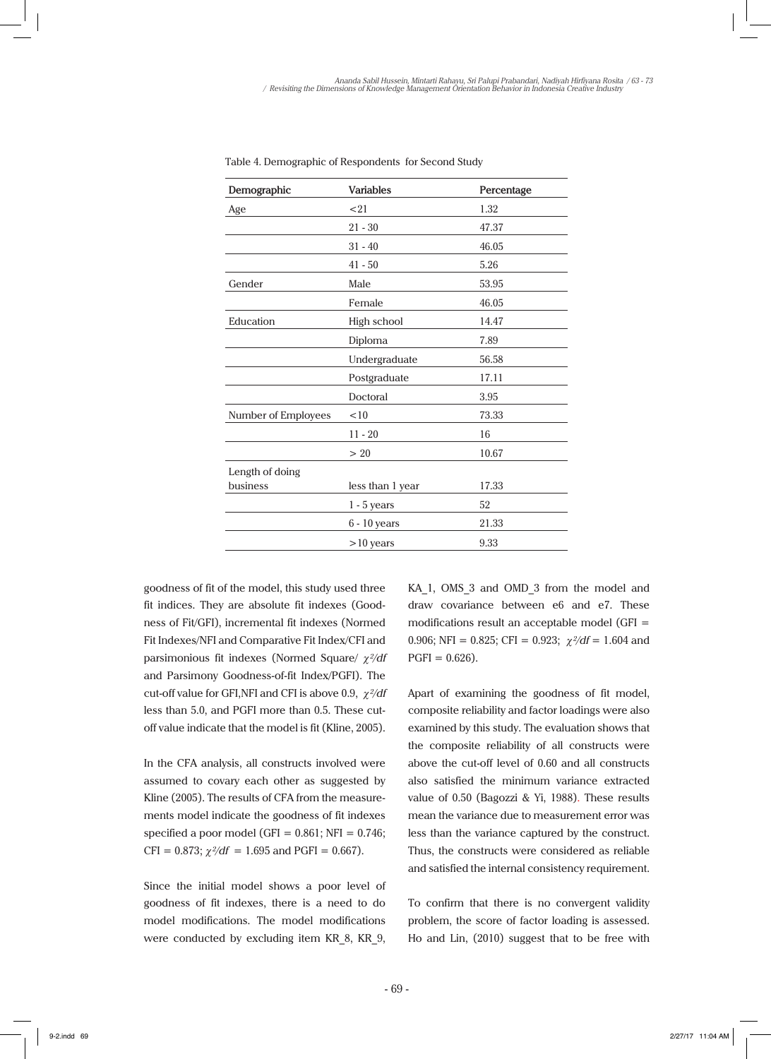Table 4. Demographic of Respondents for Second Study

| Demographic | Variables | Percentage |
|---|---|---|
| Age | <21 | 1.32 |
| | 21 - 30 | 47.37 |
| | 31 - 40 | 46.05 |
| | 41 - 50 | 5.26 |
| Gender | Male | 53.95 |
| | Female | 46.05 |
| Education | High school | 14.47 |
| | Diploma | 7.89 |
| | Undergraduate | 56.58 |
| | Postgraduate | 17.11 |
| | Doctoral | 3.95 |
| Number of Employees | <10 | 73.33 |
| | 11 - 20 | 16 |
| | > 20 | 10.67 |
| Length of doing business | less than 1 year | 17.33 |
| | 1 - 5 years | 52 |
| | 6 - 10 years | 21.33 |
| | >10 years | 9.33 |

goodness of fit of the model, this study used three fit indices. They are absolute fit indexes (Goodness of Fit/GFI), incremental fit indexes (Normed Fit Indexes/NFI and Comparative Fit Index/CFI and parsimonious fit indexes (Normed Square/ $\chi^2/df$ and Parsimony Goodness-of-fit Index/PGFI). The cut-off value for GFI,NFI and CFI is above 0.9, $\chi^2/df$ less than 5.0, and PGFI more than 0.5. These cut-off value indicate that the model is fit (Kline, 2005).

In the CFA analysis, all constructs involved were assumed to covary each other as suggested by Kline (2005). The results of CFA from the measurements model indicate the goodness of fit indexes specified a poor model (GFI = 0.861; NFI = 0.746; CFI = 0.873; $\chi^2/df$ = 1.695 and PGFI = 0.667).

Since the initial model shows a poor level of goodness of fit indexes, there is a need to do model modifications. The model modifications were conducted by excluding item KR_8, KR_9, KA_1, OMS_3 and OMD_3 from the model and draw covariance between e6 and e7. These modifications result an acceptable model (GFI = 0.906; NFI = 0.825; CFI = 0.923; $\chi^2/df$ = 1.604 and PGFI = 0.626).

Apart of examining the goodness of fit model, composite reliability and factor loadings were also examined by this study. The evaluation shows that the composite reliability of all constructs were above the cut-off level of 0.60 and all constructs also satisfied the minimum variance extracted value of 0.50 (Bagozzi & Yi, 1988). These results mean the variance due to measurement error was less than the variance captured by the construct. Thus, the constructs were considered as reliable and satisfied the internal consistency requirement.

To confirm that there is no convergent validity problem, the score of factor loading is assessed. Ho and Lin, (2010) suggest that to be free with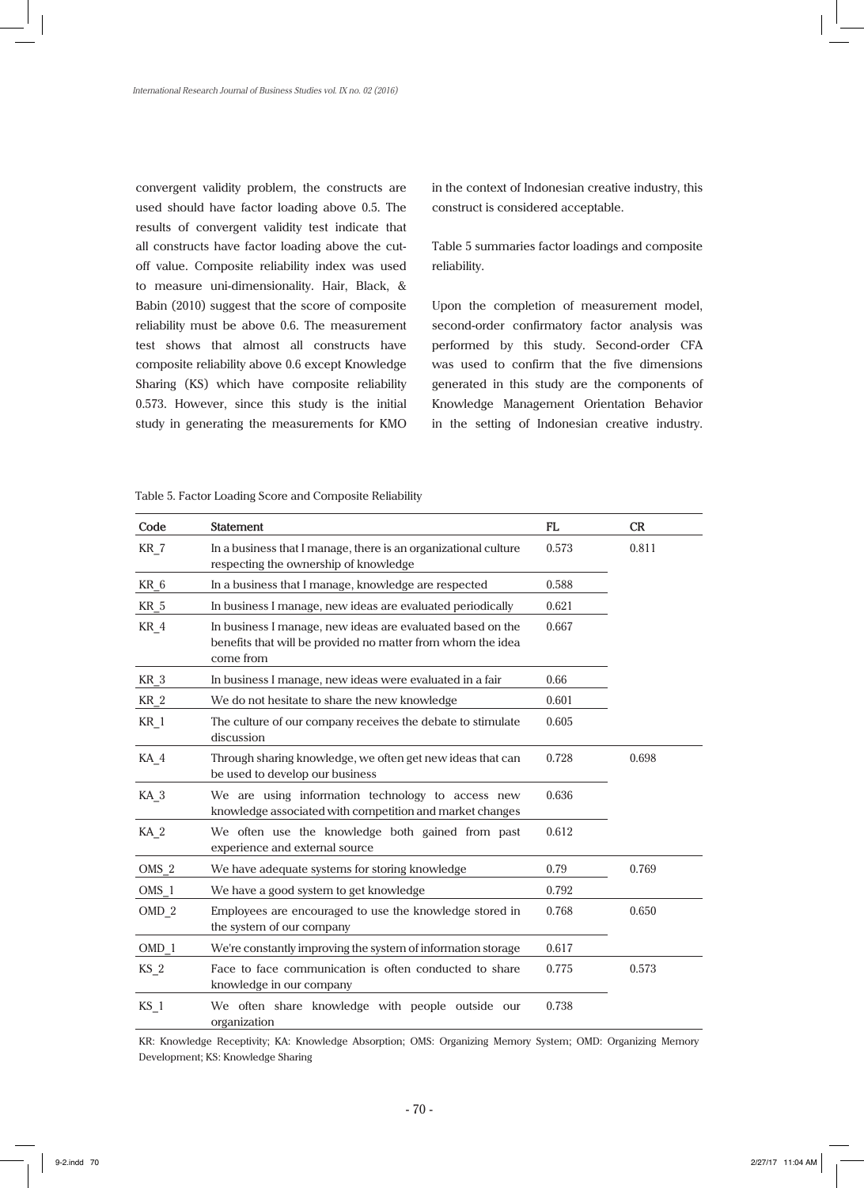convergent validity problem, the constructs are used should have factor loading above 0.5. The results of convergent validity test indicate that all constructs have factor loading above the cut-off value. Composite reliability index was used to measure uni-dimensionality. Hair, Black, & Babin (2010) suggest that the score of composite reliability must be above 0.6. The measurement test shows that almost all constructs have composite reliability above 0.6 except Knowledge Sharing (KS) which have composite reliability 0.573. However, since this study is the initial study in generating the measurements for KMO in the context of Indonesian creative industry, this construct is considered acceptable.

Table 5 summaries factor loadings and composite reliability.

Upon the completion of measurement model, second-order confirmatory factor analysis was performed by this study. Second-order CFA was used to confirm that the five dimensions generated in this study are the components of Knowledge Management Orientation Behavior in the setting of Indonesian creative industry.

Table 5. Factor Loading Score and Composite Reliability

| Code | Statement | FL | CR |
|---|---|---|---|
| KR_7 | In a business that I manage, there is an organizational culture respecting the ownership of knowledge | 0.573 | 0.811 |
| KR_6 | In a business that I manage, knowledge are respected | 0.588 | |
| KR_5 | In business I manage, new ideas are evaluated periodically | 0.621 | |
| KR_4 | In business I manage, new ideas are evaluated based on the benefits that will be provided no matter from whom the idea come from | 0.667 | |
| KR_3 | In business I manage, new ideas were evaluated in a fair | 0.66 | |
| KR_2 | We do not hesitate to share the new knowledge | 0.601 | |
| KR_1 | The culture of our company receives the debate to stimulate discussion | 0.605 | |
| KA_4 | Through sharing knowledge, we often get new ideas that can be used to develop our business | 0.728 | 0.698 |
| KA_3 | We are using information technology to access new knowledge associated with competition and market changes | 0.636 | |
| KA_2 | We often use the knowledge both gained from past experience and external source | 0.612 | |
| OMS_2 | We have adequate systems for storing knowledge | 0.79 | 0.769 |
| OMS_1 | We have a good system to get knowledge | 0.792 | |
| OMD_2 | Employees are encouraged to use the knowledge stored in the system of our company | 0.768 | 0.650 |
| OMD_1 | We're constantly improving the system of information storage | 0.617 | |
| KS_2 | Face to face communication is often conducted to share knowledge in our company | 0.775 | 0.573 |
| KS_1 | We often share knowledge with people outside our organization | 0.738 | |

KR: Knowledge Receptivity; KA: Knowledge Absorption; OMS: Organizing Memory System; OMD: Organizing Memory Development; KS: Knowledge Sharing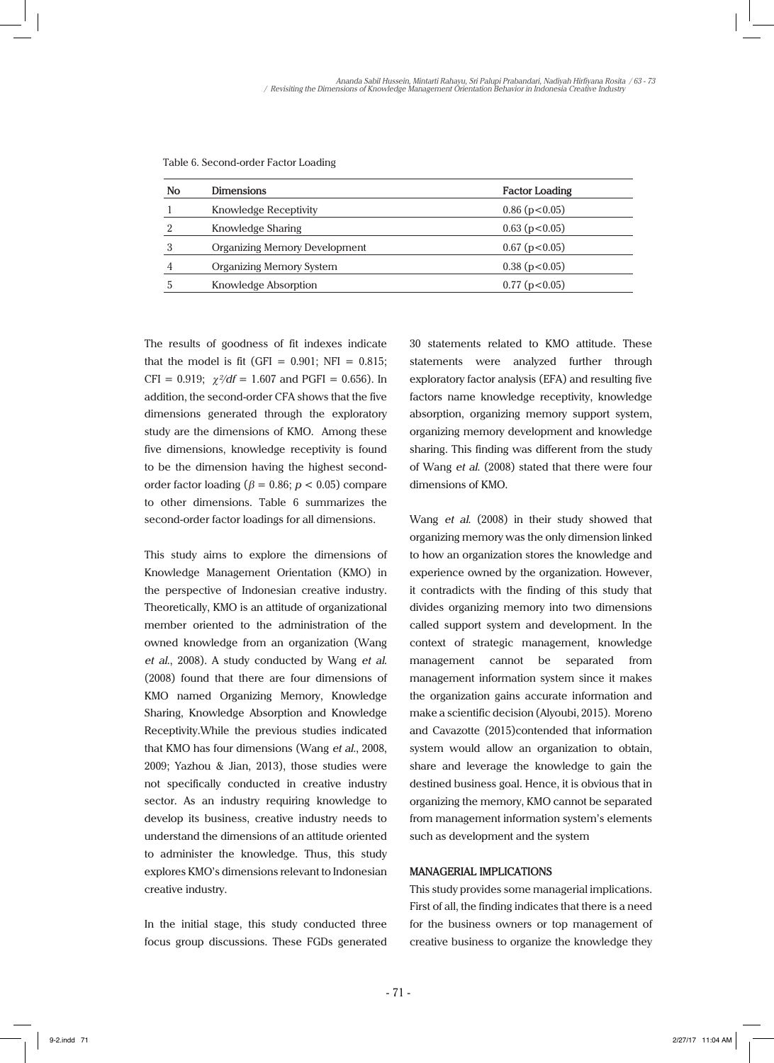Table 6. Second-order Factor Loading

| No | Dimensions | Factor Loading |
|---|---|---|
| 1 | Knowledge Receptivity | 0.86 ($p<0.05$) |
| 2 | Knowledge Sharing | 0.63 ($p<0.05$) |
| 3 | Organizing Memory Development | 0.67 ($p<0.05$) |
| 4 | Organizing Memory System | 0.38 ($p<0.05$) |
| 5 | Knowledge Absorption | 0.77 ($p<0.05$) |

The results of goodness of fit indexes indicate that the model is fit (GFI = 0.901; NFI = 0.815; CFI = 0.919; $\chi^2/df$ = 1.607 and PGFI = 0.656). In addition, the second-order CFA shows that the five dimensions generated through the exploratory study are the dimensions of KMO. Among these five dimensions, knowledge receptivity is found to be the dimension having the highest second-order factor loading ($\beta$ = 0.86; $p < 0.05$) compare to other dimensions. Table 6 summarizes the second-order factor loadings for all dimensions.

This study aims to explore the dimensions of Knowledge Management Orientation (KMO) in the perspective of Indonesian creative industry. Theoretically, KMO is an attitude of organizational member oriented to the administration of the owned knowledge from an organization (Wang *et al.*, 2008). A study conducted by Wang *et al.* (2008) found that there are four dimensions of KMO named Organizing Memory, Knowledge Sharing, Knowledge Absorption and Knowledge Receptivity.While the previous studies indicated that KMO has four dimensions (Wang *et al.*, 2008, 2009; Yazhou & Jian, 2013), those studies were not specifically conducted in creative industry sector. As an industry requiring knowledge to develop its business, creative industry needs to understand the dimensions of an attitude oriented to administer the knowledge. Thus, this study explores KMO's dimensions relevant to Indonesian creative industry.

In the initial stage, this study conducted three focus group discussions. These FGDs generated 30 statements related to KMO attitude. These statements were analyzed further through exploratory factor analysis (EFA) and resulting five factors name knowledge receptivity, knowledge absorption, organizing memory support system, organizing memory development and knowledge sharing. This finding was different from the study of Wang *et al.* (2008) stated that there were four dimensions of KMO.

Wang *et al.* (2008) in their study showed that organizing memory was the only dimension linked to how an organization stores the knowledge and experience owned by the organization. However, it contradicts with the finding of this study that divides organizing memory into two dimensions called support system and development. In the context of strategic management, knowledge management cannot be separated from management information system since it makes the organization gains accurate information and make a scientific decision (Alyoubi, 2015). Moreno and Cavazotte (2015)contended that information system would allow an organization to obtain, share and leverage the knowledge to gain the destined business goal. Hence, it is obvious that in organizing the memory, KMO cannot be separated from management information system's elements such as development and the system

## MANAGERIAL IMPLICATIONS

This study provides some managerial implications. First of all, the finding indicates that there is a need for the business owners or top management of creative business to organize the knowledge they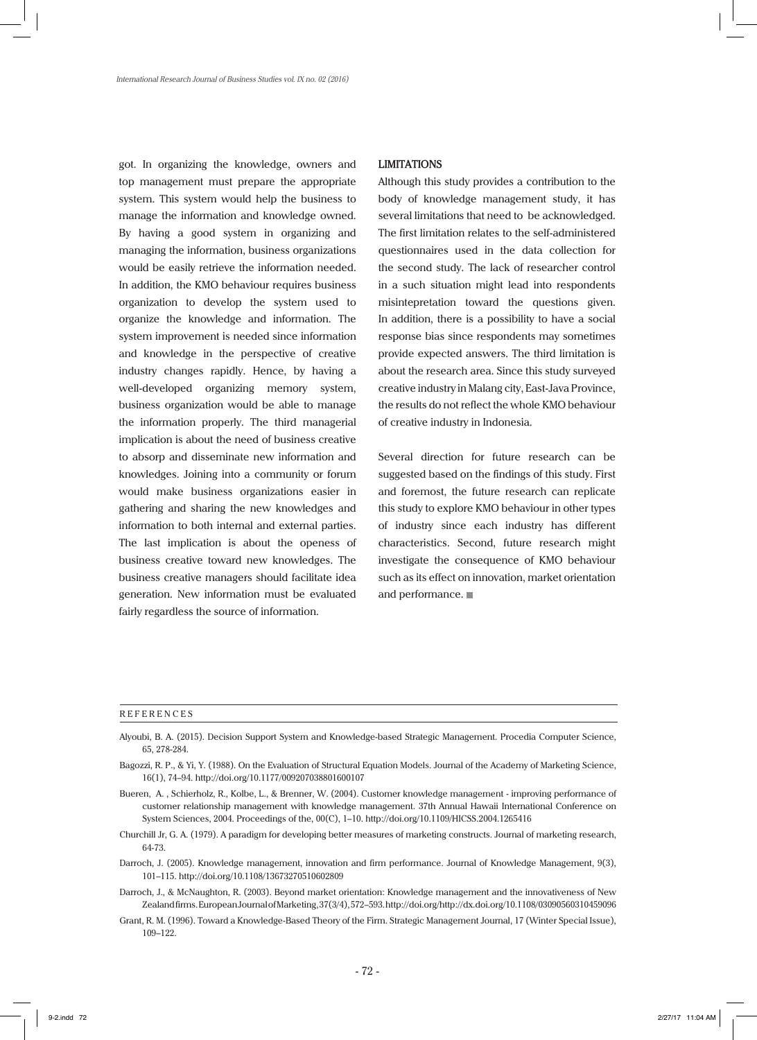got. In organizing the knowledge, owners and top management must prepare the appropriate system. This system would help the business to manage the information and knowledge owned. By having a good system in organizing and managing the information, business organizations would be easily retrieve the information needed. In addition, the KMO behaviour requires business organization to develop the system used to organize the knowledge and information. The system improvement is needed since information and knowledge in the perspective of creative industry changes rapidly. Hence, by having a well-developed organizing memory system, business organization would be able to manage the information properly. The third managerial implication is about the need of business creative to absorp and disseminate new information and knowledges. Joining into a community or forum would make business organizations easier in gathering and sharing the new knowledges and information to both internal and external parties. The last implication is about the openess of business creative toward new knowledges. The business creative managers should facilitate idea generation. New information must be evaluated fairly regardless the source of information.

## LIMITATIONS

Although this study provides a contribution to the body of knowledge management study, it has several limitations that need to be acknowledged. The first limitation relates to the self-administered questionnaires used in the data collection for the second study. The lack of researcher control in a such situation might lead into respondents misintepretation toward the questions given. In addition, there is a possibility to have a social response bias since respondents may sometimes provide expected answers. The third limitation is about the research area. Since this study surveyed creative industry in Malang city, East-Java Province, the results do not reflect the whole KMO behaviour of creative industry in Indonesia.

Several direction for future research can be suggested based on the findings of this study. First and foremost, the future research can replicate this study to explore KMO behaviour in other types of industry since each industry has different characteristics. Second, future research might investigate the consequence of KMO behaviour such as its effect on innovation, market orientation and performance.

## REFERENCES

Alyoubi, B. A. (2015). Decision Support System and Knowledge-based Strategic Management. Procedia Computer Science, 65, 278-284.

Bagozzi, R. P., & Yi, Y. (1988). On the Evaluation of Structural Equation Models. Journal of the Academy of Marketing Science, 16(1), 74–94. http://doi.org/10.1177/009207038801600107

Bueren, A. , Schierholz, R., Kolbe, L., & Brenner, W. (2004). Customer knowledge management - improving performance of customer relationship management with knowledge management. 37th Annual Hawaii International Conference on System Sciences, 2004. Proceedings of the, 00(C), 1–10. http://doi.org/10.1109/HICSS.2004.1265416

Churchill Jr, G. A. (1979). A paradigm for developing better measures of marketing constructs. Journal of marketing research, 64-73.

Darroch, J. (2005). Knowledge management, innovation and firm performance. Journal of Knowledge Management, 9(3), 101–115. http://doi.org/10.1108/13673270510602809

Darroch, J., & McNaughton, R. (2003). Beyond market orientation: Knowledge management and the innovativeness of New Zealand firms. European Journal of Marketing, 37(3/4), 572–593. http://doi.org/http://dx.doi.org/10.1108/03090560310459096

Grant, R. M. (1996). Toward a Knowledge-Based Theory of the Firm. Strategic Management Journal, 17 (Winter Special Issue), 109–122.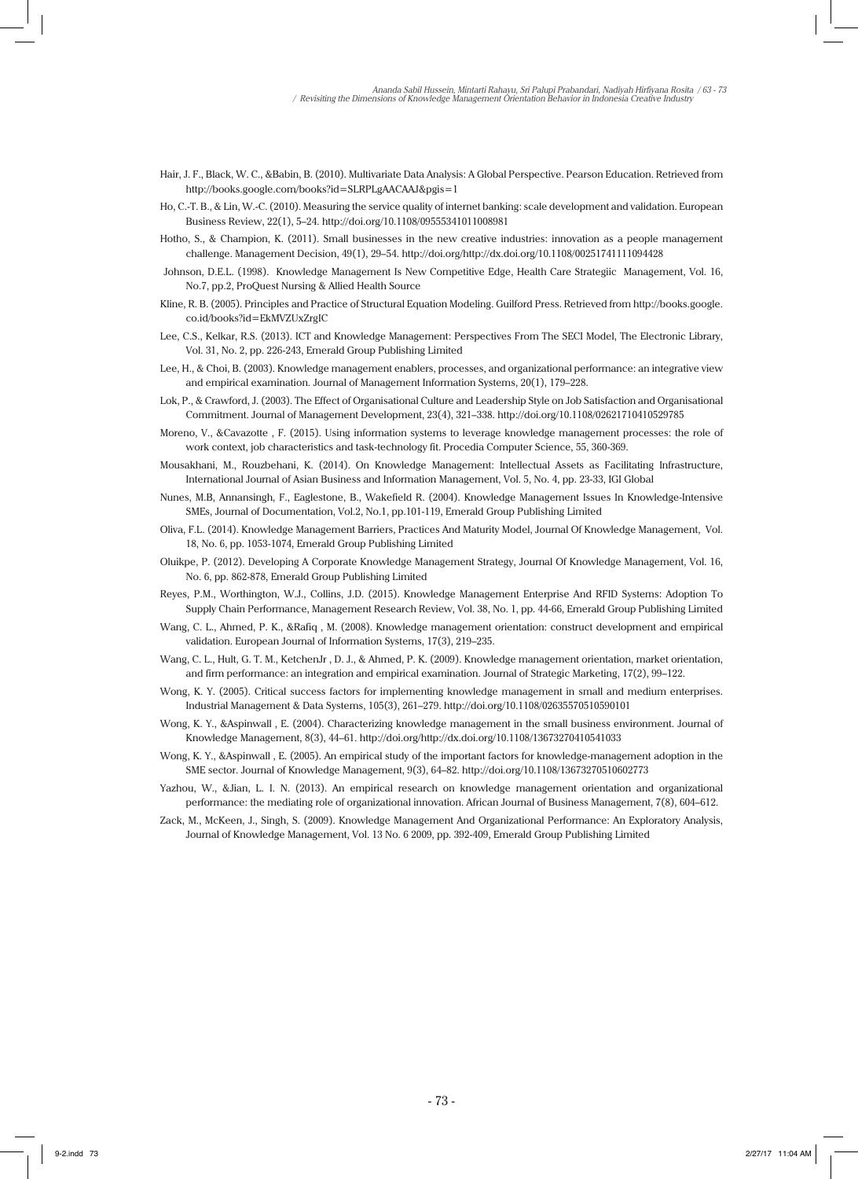Hair, J. F., Black, W. C., &Babin, B. (2010). Multivariate Data Analysis: A Global Perspective. Pearson Education. Retrieved from http://books.google.com/books?id=SLRPLgAACAAJ&pgis=1

Ho, C.-T. B., & Lin, W.-C. (2010). Measuring the service quality of internet banking: scale development and validation. European Business Review, 22(1), 5–24. http://doi.org/10.1108/09555341011008981

Hotho, S., & Champion, K. (2011). Small businesses in the new creative industries: innovation as a people management challenge. Management Decision, 49(1), 29–54. http://doi.org/http://dx.doi.org/10.1108/00251741111094428

Johnson, D.E.L. (1998). Knowledge Management Is New Competitive Edge, Health Care Strategiic Management, Vol. 16, No.7, pp.2, ProQuest Nursing & Allied Health Source

Kline, R. B. (2005). Principles and Practice of Structural Equation Modeling. Guilford Press. Retrieved from http://books.google.co.id/books?id=EkMVZUxZrgIC

Lee, C.S., Kelkar, R.S. (2013). ICT and Knowledge Management: Perspectives From The SECI Model, The Electronic Library, Vol. 31, No. 2, pp. 226-243, Emerald Group Publishing Limited

Lee, H., & Choi, B. (2003). Knowledge management enablers, processes, and organizational performance: an integrative view and empirical examination. Journal of Management Information Systems, 20(1), 179–228.

Lok, P., & Crawford, J. (2003). The Effect of Organisational Culture and Leadership Style on Job Satisfaction and Organisational Commitment. Journal of Management Development, 23(4), 321–338. http://doi.org/10.1108/02621710410529785

Moreno, V., &Cavazotte , F. (2015). Using information systems to leverage knowledge management processes: the role of work context, job characteristics and task-technology fit. Procedia Computer Science, 55, 360-369.

Mousakhani, M., Rouzbehani, K. (2014). On Knowledge Management: Intellectual Assets as Facilitating Infrastructure, International Journal of Asian Business and Information Management, Vol. 5, No. 4, pp. 23-33, IGI Global

Nunes, M.B, Annansingh, F., Eaglestone, B., Wakefield R. (2004). Knowledge Management Issues In Knowledge-Intensive SMEs, Journal of Documentation, Vol.2, No.1, pp.101-119, Emerald Group Publishing Limited

Oliva, F.L. (2014). Knowledge Management Barriers, Practices And Maturity Model, Journal Of Knowledge Management, Vol. 18, No. 6, pp. 1053-1074, Emerald Group Publishing Limited

Oluikpe, P. (2012). Developing A Corporate Knowledge Management Strategy, Journal Of Knowledge Management, Vol. 16, No. 6, pp. 862-878, Emerald Group Publishing Limited

Reyes, P.M., Worthington, W.J., Collins, J.D. (2015). Knowledge Management Enterprise And RFID Systems: Adoption To Supply Chain Performance, Management Research Review, Vol. 38, No. 1, pp. 44-66, Emerald Group Publishing Limited

Wang, C. L., Ahmed, P. K., &Rafiq , M. (2008). Knowledge management orientation: construct development and empirical validation. European Journal of Information Systems, 17(3), 219–235.

Wang, C. L., Hult, G. T. M., KetchenJr , D. J., & Ahmed, P. K. (2009). Knowledge management orientation, market orientation, and firm performance: an integration and empirical examination. Journal of Strategic Marketing, 17(2), 99–122.

Wong, K. Y. (2005). Critical success factors for implementing knowledge management in small and medium enterprises. Industrial Management & Data Systems, 105(3), 261–279. http://doi.org/10.1108/02635570510590101

Wong, K. Y., &Aspinwall , E. (2004). Characterizing knowledge management in the small business environment. Journal of Knowledge Management, 8(3), 44–61. http://doi.org/http://dx.doi.org/10.1108/13673270410541033

Wong, K. Y., &Aspinwall , E. (2005). An empirical study of the important factors for knowledge-management adoption in the SME sector. Journal of Knowledge Management, 9(3), 64–82. http://doi.org/10.1108/13673270510602773

Yazhou, W., &Jian, L. I. N. (2013). An empirical research on knowledge management orientation and organizational performance: the mediating role of organizational innovation. African Journal of Business Management, 7(8), 604–612.

Zack, M., McKeen, J., Singh, S. (2009). Knowledge Management And Organizational Performance: An Exploratory Analysis, Journal of Knowledge Management, Vol. 13 No. 6 2009, pp. 392-409, Emerald Group Publishing Limited